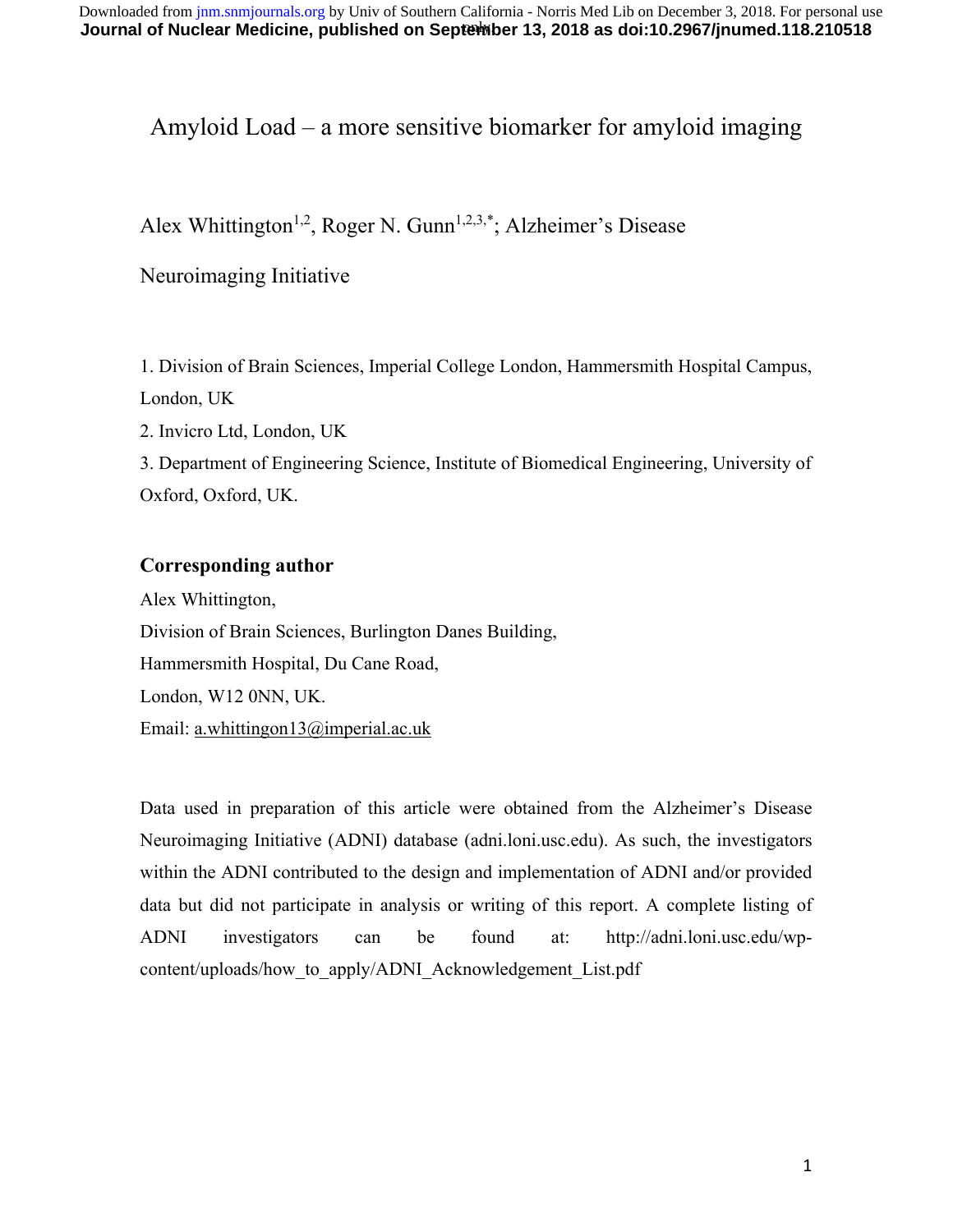# Amyloid Load – a more sensitive biomarker for amyloid imaging

Alex Whittington[1,2], Roger N. Gunn[1,2,3,*]; Alzheimer's Disease Neuroimaging Initiative

1. Division of Brain Sciences, Imperial College London, Hammersmith Hospital Campus, London, UK
2. Invicro Ltd, London, UK
3. Department of Engineering Science, Institute of Biomedical Engineering, University of Oxford, Oxford, UK.

## Corresponding author

Alex Whittington,
Division of Brain Sciences, Burlington Danes Building,
Hammersmith Hospital, Du Cane Road,
London, W12 0NN, UK.
Email: a.whittingon13@imperial.ac.uk

Data used in preparation of this article were obtained from the Alzheimer's Disease Neuroimaging Initiative (ADNI) database (adni.loni.usc.edu). As such, the investigators within the ADNI contributed to the design and implementation of ADNI and/or provided data but did not participate in analysis or writing of this report. A complete listing of ADNI investigators can be found at: http://adni.loni.usc.edu/wp-content/uploads/how_to_apply/ADNI_Acknowledgement_List.pdf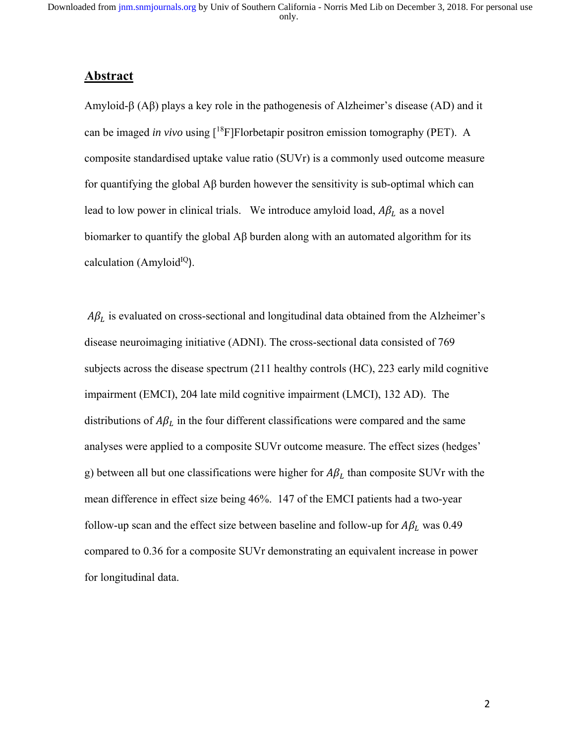## Abstract

Amyloid-β (Aβ) plays a key role in the pathogenesis of Alzheimer's disease (AD) and it can be imaged *in vivo* using [$^{18}$F]Florbetapir positron emission tomography (PET). A composite standardised uptake value ratio (SUVr) is a commonly used outcome measure for quantifying the global Aβ burden however the sensitivity is sub-optimal which can lead to low power in clinical trials. We introduce amyloid load, $A\beta_L$ as a novel biomarker to quantify the global Aβ burden along with an automated algorithm for its calculation (Amyloid$^{IQ}$).

$A\beta_L$ is evaluated on cross-sectional and longitudinal data obtained from the Alzheimer's disease neuroimaging initiative (ADNI). The cross-sectional data consisted of 769 subjects across the disease spectrum (211 healthy controls (HC), 223 early mild cognitive impairment (EMCI), 204 late mild cognitive impairment (LMCI), 132 AD). The distributions of $A\beta_L$ in the four different classifications were compared and the same analyses were applied to a composite SUVr outcome measure. The effect sizes (hedges' g) between all but one classifications were higher for $A\beta_L$ than composite SUVr with the mean difference in effect size being 46%. 147 of the EMCI patients had a two-year follow-up scan and the effect size between baseline and follow-up for $A\beta_L$ was 0.49 compared to 0.36 for a composite SUVr demonstrating an equivalent increase in power for longitudinal data.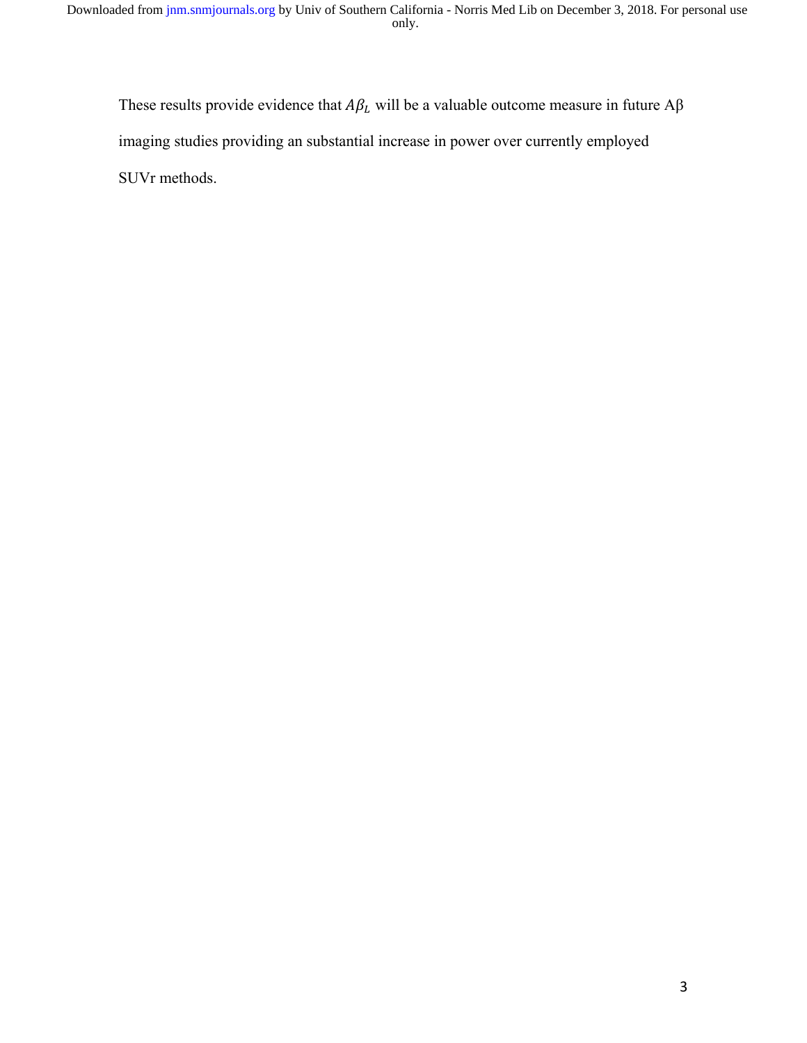These results provide evidence that $A\beta_L$ will be a valuable outcome measure in future Aβ imaging studies providing an substantial increase in power over currently employed SUVr methods.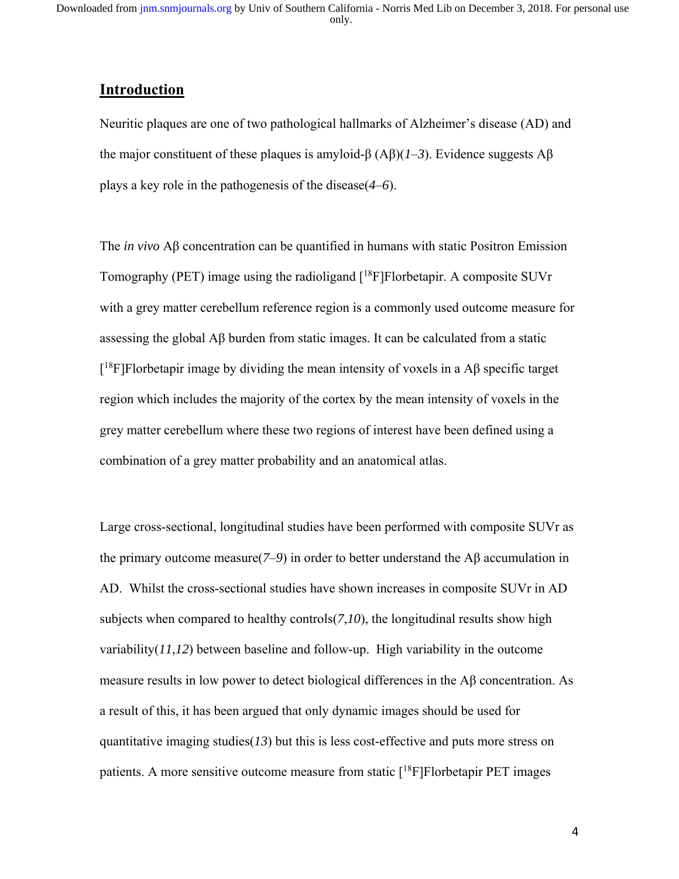## Introduction

Neuritic plaques are one of two pathological hallmarks of Alzheimer's disease (AD) and the major constituent of these plaques is amyloid-β (Aβ)(*1–3*). Evidence suggests Aβ plays a key role in the pathogenesis of the disease(*4–6*).

The *in vivo* Aβ concentration can be quantified in humans with static Positron Emission Tomography (PET) image using the radioligand [$^{18}$F]Florbetapir. A composite SUVr with a grey matter cerebellum reference region is a commonly used outcome measure for assessing the global Aβ burden from static images. It can be calculated from a static [$^{18}$F]Florbetapir image by dividing the mean intensity of voxels in a Aβ specific target region which includes the majority of the cortex by the mean intensity of voxels in the grey matter cerebellum where these two regions of interest have been defined using a combination of a grey matter probability and an anatomical atlas.

Large cross-sectional, longitudinal studies have been performed with composite SUVr as the primary outcome measure(*7–9*) in order to better understand the Aβ accumulation in AD. Whilst the cross-sectional studies have shown increases in composite SUVr in AD subjects when compared to healthy controls(*7*,*10*), the longitudinal results show high variability(*11*,*12*) between baseline and follow-up. High variability in the outcome measure results in low power to detect biological differences in the Aβ concentration. As a result of this, it has been argued that only dynamic images should be used for quantitative imaging studies(*13*) but this is less cost-effective and puts more stress on patients. A more sensitive outcome measure from static [$^{18}$F]Florbetapir PET images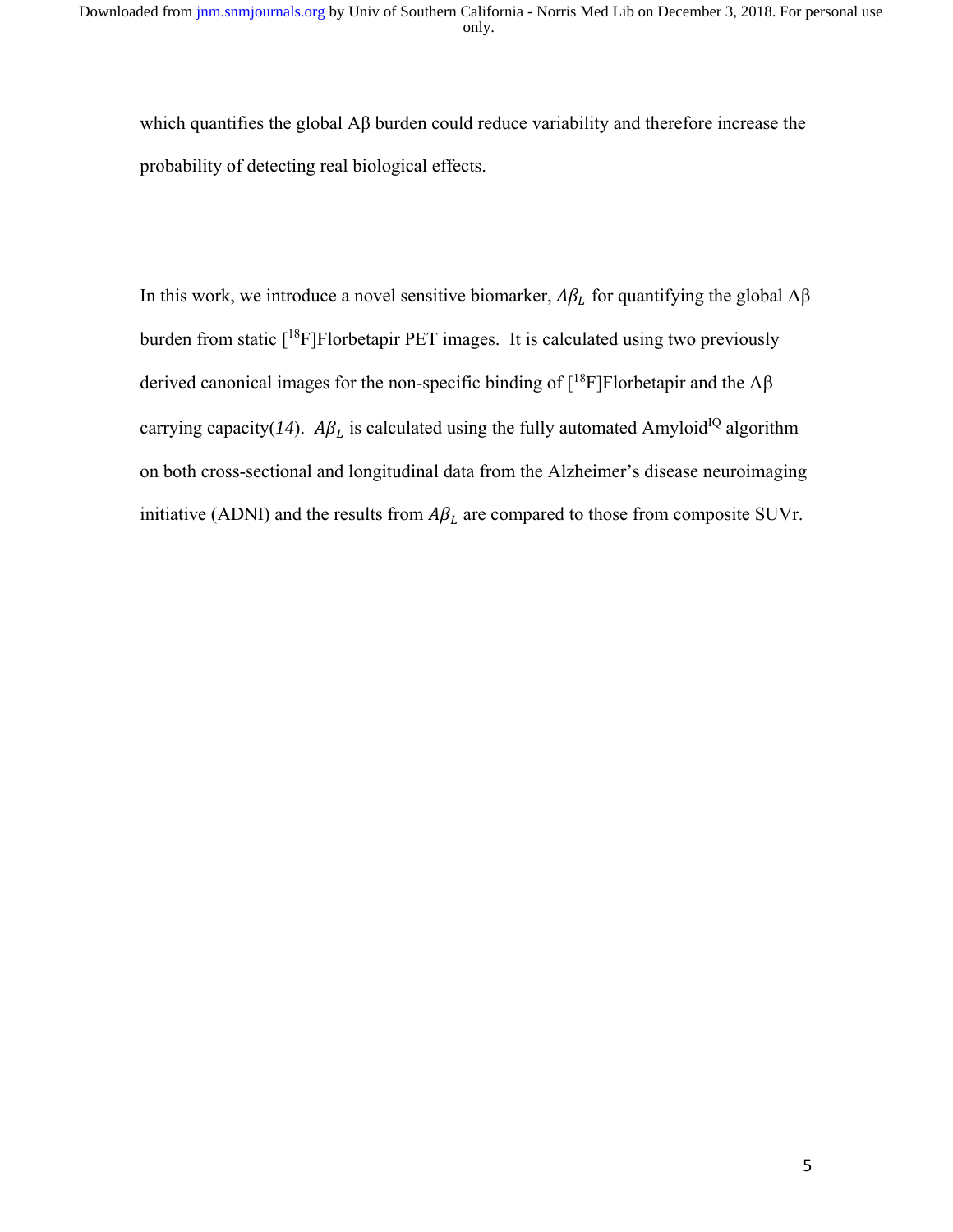which quantifies the global Aβ burden could reduce variability and therefore increase the probability of detecting real biological effects.

In this work, we introduce a novel sensitive biomarker, $A\beta_L$ for quantifying the global Aβ burden from static [$^{18}$F]Florbetapir PET images. It is calculated using two previously derived canonical images for the non-specific binding of [$^{18}$F]Florbetapir and the Aβ carrying capacity(*14*). $A\beta_L$ is calculated using the fully automated Amyloid$^{IQ}$ algorithm on both cross-sectional and longitudinal data from the Alzheimer's disease neuroimaging initiative (ADNI) and the results from $A\beta_L$ are compared to those from composite SUVr.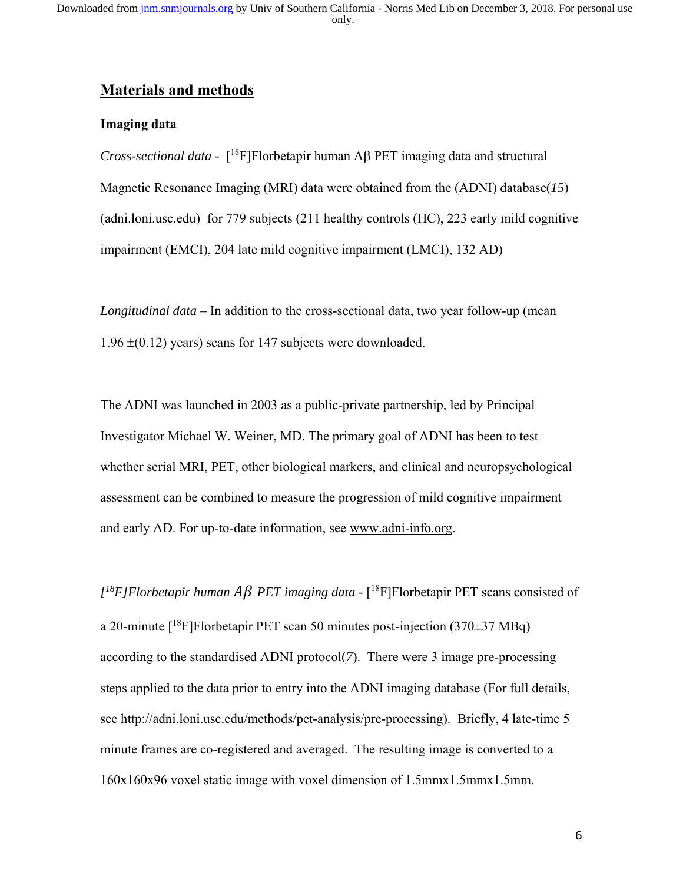## Materials and methods

### Imaging data

*Cross-sectional data* - [$^{18}$F]Florbetapir human Aβ PET imaging data and structural Magnetic Resonance Imaging (MRI) data were obtained from the (ADNI) database(*15*) (adni.loni.usc.edu) for 779 subjects (211 healthy controls (HC), 223 early mild cognitive impairment (EMCI), 204 late mild cognitive impairment (LMCI), 132 AD)

*Longitudinal data* – In addition to the cross-sectional data, two year follow-up (mean 1.96 ±(0.12) years) scans for 147 subjects were downloaded.

The ADNI was launched in 2003 as a public-private partnership, led by Principal Investigator Michael W. Weiner, MD. The primary goal of ADNI has been to test whether serial MRI, PET, other biological markers, and clinical and neuropsychological assessment can be combined to measure the progression of mild cognitive impairment and early AD. For up-to-date information, see www.adni-info.org.

*[$^{18}$F]Florbetapir human Aβ PET imaging data* - [$^{18}$F]Florbetapir PET scans consisted of a 20-minute [$^{18}$F]Florbetapir PET scan 50 minutes post-injection (370±37 MBq) according to the standardised ADNI protocol(*7*). There were 3 image pre-processing steps applied to the data prior to entry into the ADNI imaging database (For full details, see http://adni.loni.usc.edu/methods/pet-analysis/pre-processing). Briefly, 4 late-time 5 minute frames are co-registered and averaged. The resulting image is converted to a 160x160x96 voxel static image with voxel dimension of 1.5mmx1.5mmx1.5mm.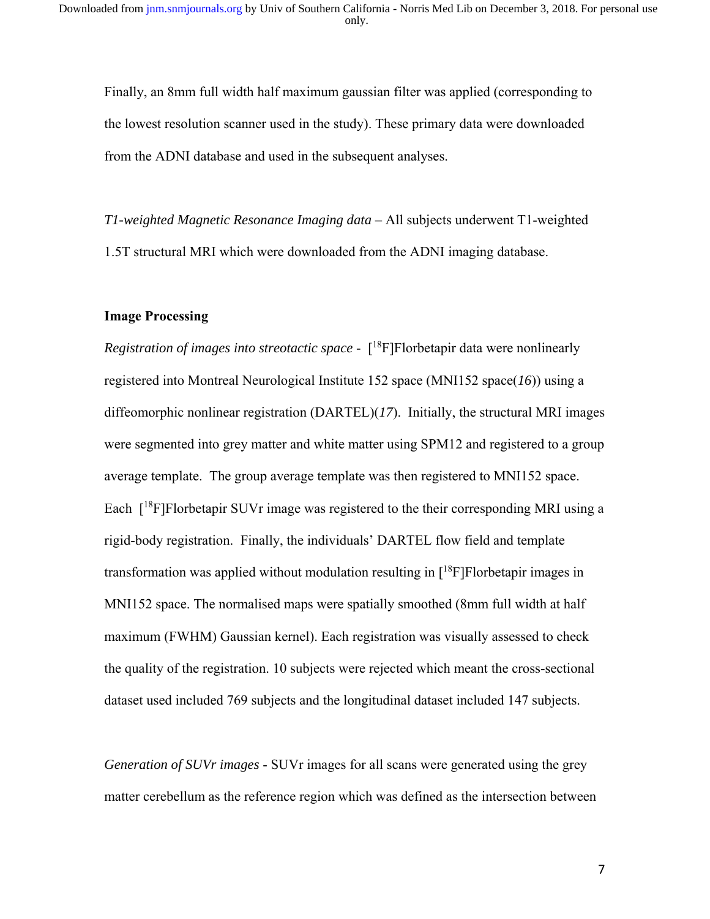Finally, an 8mm full width half maximum gaussian filter was applied (corresponding to the lowest resolution scanner used in the study). These primary data were downloaded from the ADNI database and used in the subsequent analyses.

*T1-weighted Magnetic Resonance Imaging data* – All subjects underwent T1-weighted 1.5T structural MRI which were downloaded from the ADNI imaging database.

**Image Processing**

*Registration of images into streotactic space* - [$^{18}$F]Florbetapir data were nonlinearly registered into Montreal Neurological Institute 152 space (MNI152 space(*16*)) using a diffeomorphic nonlinear registration (DARTEL)(*17*). Initially, the structural MRI images were segmented into grey matter and white matter using SPM12 and registered to a group average template. The group average template was then registered to MNI152 space. Each [$^{18}$F]Florbetapir SUVr image was registered to the their corresponding MRI using a rigid-body registration. Finally, the individuals' DARTEL flow field and template transformation was applied without modulation resulting in [$^{18}$F]Florbetapir images in MNI152 space. The normalised maps were spatially smoothed (8mm full width at half maximum (FWHM) Gaussian kernel). Each registration was visually assessed to check the quality of the registration. 10 subjects were rejected which meant the cross-sectional dataset used included 769 subjects and the longitudinal dataset included 147 subjects.

*Generation of SUVr images* - SUVr images for all scans were generated using the grey matter cerebellum as the reference region which was defined as the intersection between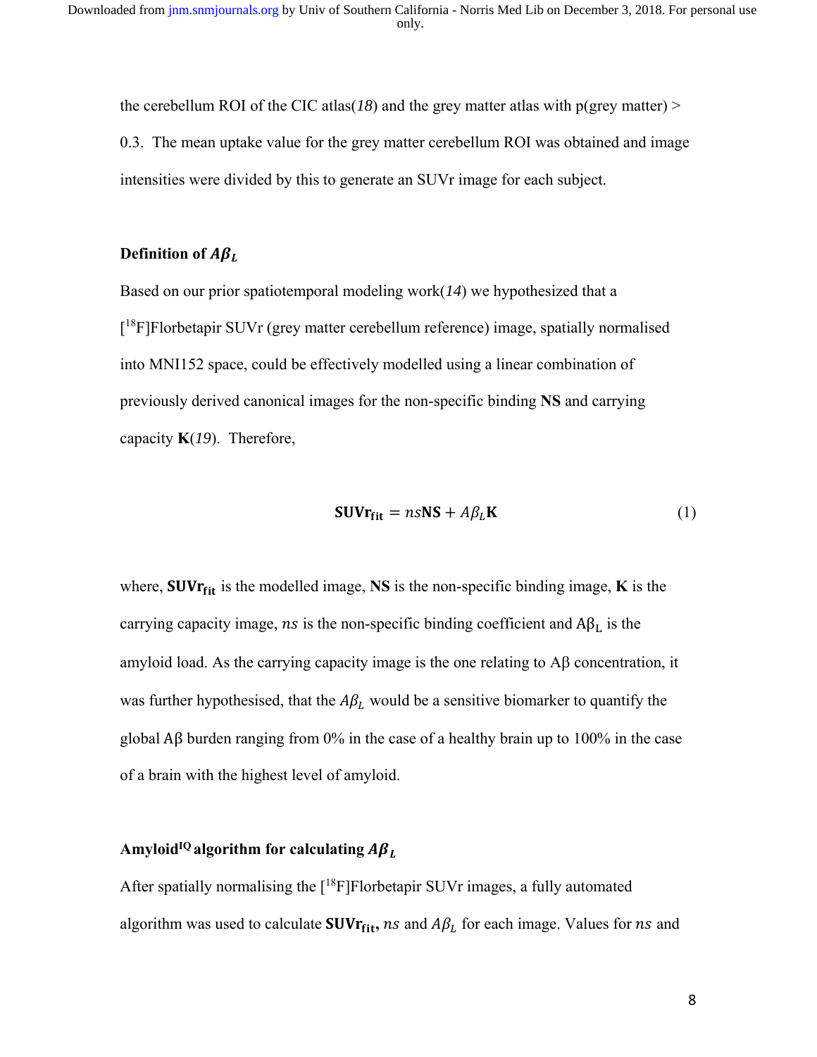the cerebellum ROI of the CIC atlas(*18*) and the grey matter atlas with p(grey matter) > 0.3. The mean uptake value for the grey matter cerebellum ROI was obtained and image intensities were divided by this to generate an SUVr image for each subject.

### Definition of $A\beta_L$

Based on our prior spatiotemporal modeling work(*14*) we hypothesized that a [18F]Florbetapir SUVr (grey matter cerebellum reference) image, spatially normalised into MNI152 space, could be effectively modelled using a linear combination of previously derived canonical images for the non-specific binding **NS** and carrying capacity **K**(*19*). Therefore,

$$\mathbf{SUVr_{fit}} = ns\mathbf{NS} + A\beta_L\mathbf{K} \tag{1}$$

where, $\mathbf{SUVr_{fit}}$ is the modelled image, **NS** is the non-specific binding image, **K** is the carrying capacity image, $ns$ is the non-specific binding coefficient and $A\beta_L$ is the amyloid load. As the carrying capacity image is the one relating to Aβ concentration, it was further hypothesised, that the $A\beta_L$ would be a sensitive biomarker to quantify the global Aβ burden ranging from 0% in the case of a healthy brain up to 100% in the case of a brain with the highest level of amyloid.

### Amyloid$^{IQ}$ algorithm for calculating $A\beta_L$

After spatially normalising the [18F]Florbetapir SUVr images, a fully automated algorithm was used to calculate $\mathbf{SUVr_{fit}}$, $ns$ and $A\beta_L$ for each image. Values for $ns$ and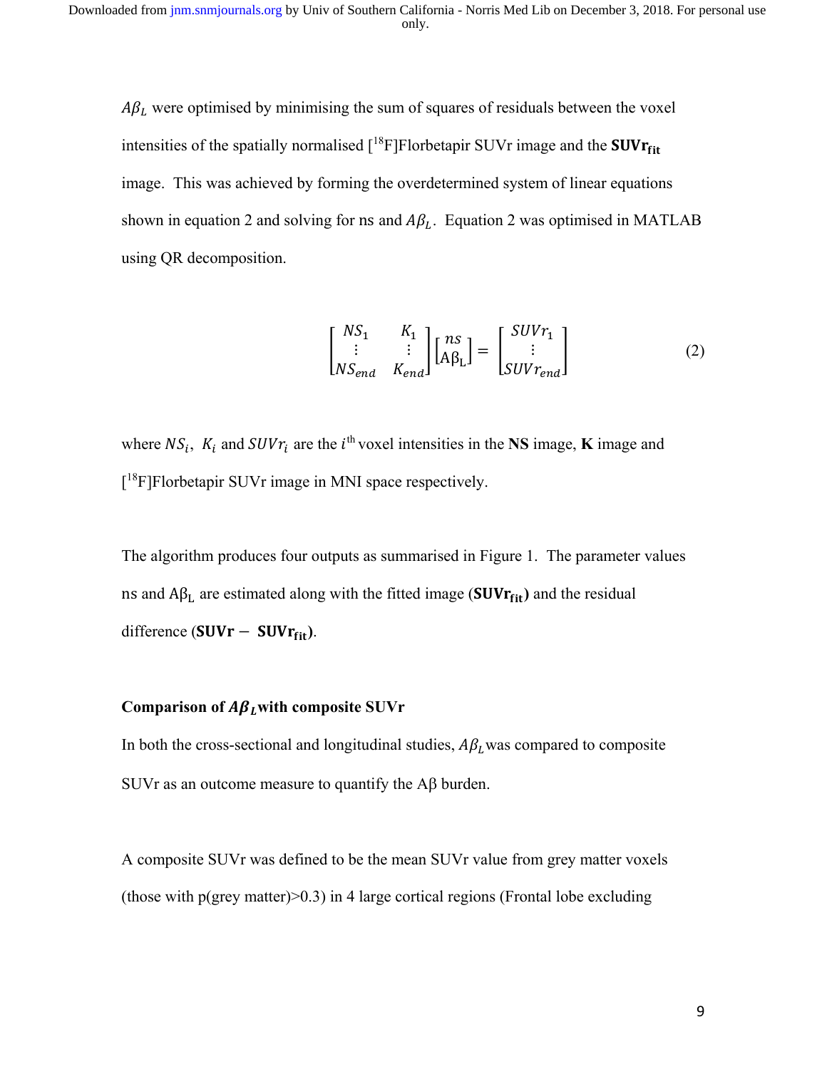$A\beta_L$ were optimised by minimising the sum of squares of residuals between the voxel intensities of the spatially normalised [$^{18}$F]Florbetapir SUVr image and the $\mathbf{SUVr_{fit}}$ image. This was achieved by forming the overdetermined system of linear equations shown in equation 2 and solving for ns and $A\beta_L$. Equation 2 was optimised in MATLAB using QR decomposition.

$$\begin{bmatrix} NS_1 & K_1 \\ \vdots & \vdots \\ NS_{end} & K_{end} \end{bmatrix} \begin{bmatrix} ns \\ \mathrm{A}\beta_\mathrm{L} \end{bmatrix} = \begin{bmatrix} SUVr_1 \\ \vdots \\ SUVr_{end} \end{bmatrix} \quad (2)$$

where $NS_i$, $K_i$ and $SUVr_i$ are the $i^{\text{th}}$ voxel intensities in the **NS** image, **K** image and [$^{18}$F]Florbetapir SUVr image in MNI space respectively.

The algorithm produces four outputs as summarised in Figure 1. The parameter values ns and $\mathrm{A}\beta_\mathrm{L}$ are estimated along with the fitted image ($\mathbf{SUVr_{fit}}$) and the residual difference ($\mathbf{SUVr} - \mathbf{SUVr_{fit}}$).

### Comparison of $A\beta_L$ with composite SUVr

In both the cross-sectional and longitudinal studies, $A\beta_L$ was compared to composite SUVr as an outcome measure to quantify the Aβ burden.

A composite SUVr was defined to be the mean SUVr value from grey matter voxels (those with p(grey matter)>0.3) in 4 large cortical regions (Frontal lobe excluding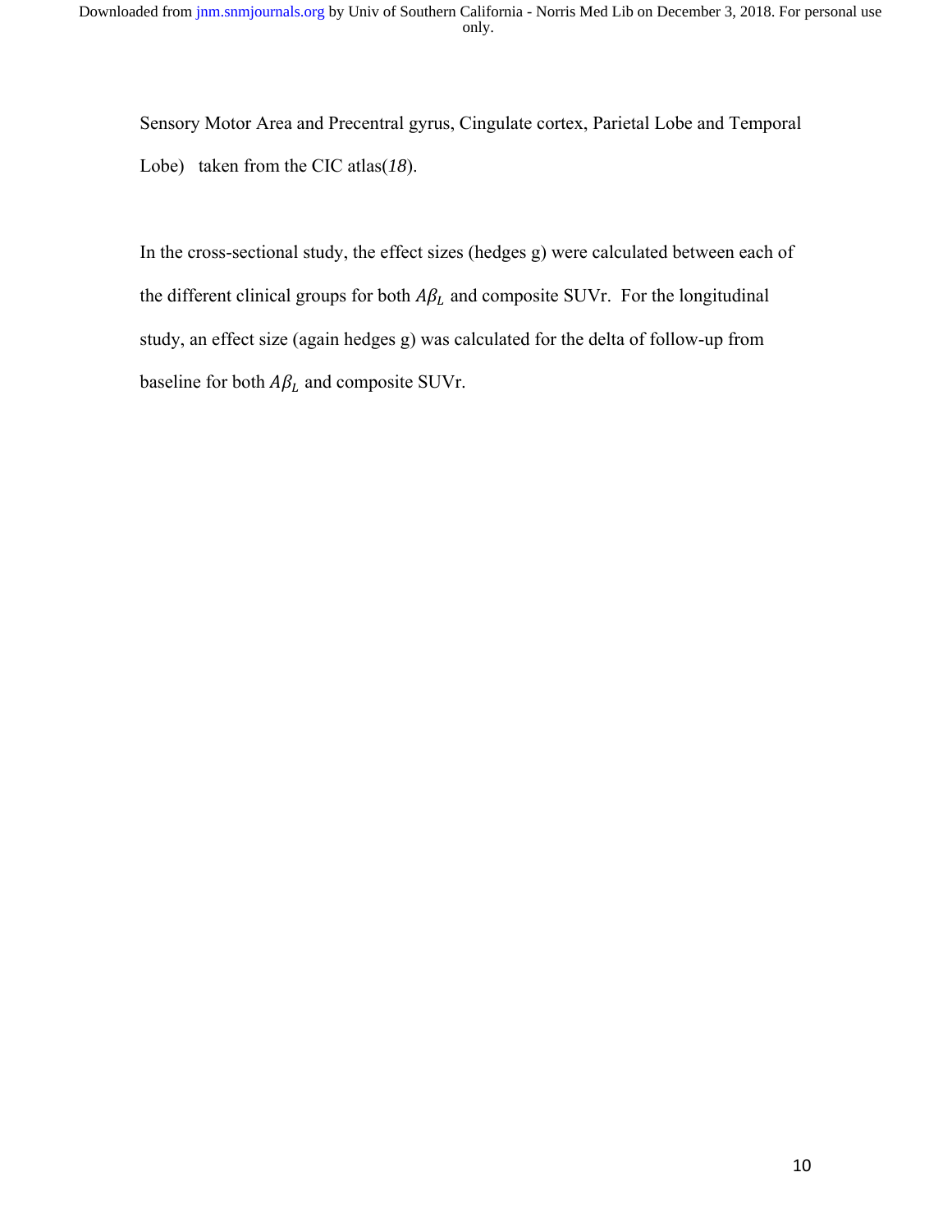Sensory Motor Area and Precentral gyrus, Cingulate cortex, Parietal Lobe and Temporal Lobe) taken from the CIC atlas(*18*).

In the cross-sectional study, the effect sizes (hedges g) were calculated between each of the different clinical groups for both $A\beta_L$ and composite SUVr. For the longitudinal study, an effect size (again hedges g) was calculated for the delta of follow-up from baseline for both $A\beta_L$ and composite SUVr.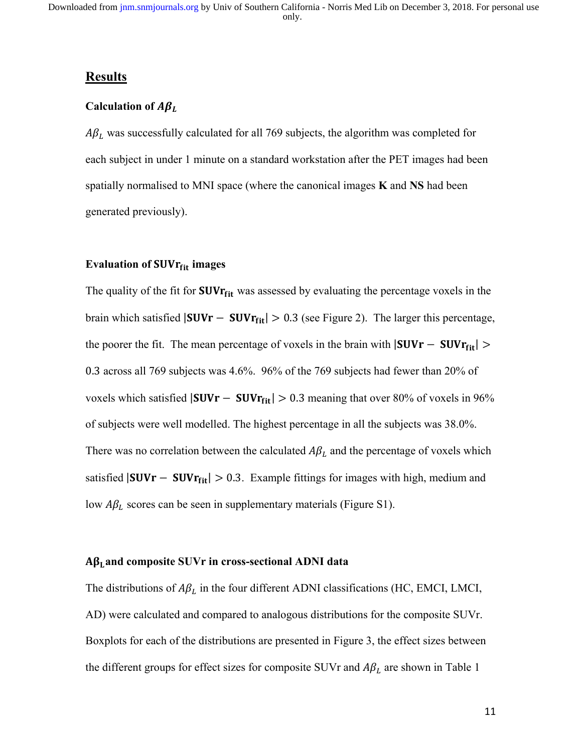## Results

### Calculation of $A\beta_L$

$A\beta_L$ was successfully calculated for all 769 subjects, the algorithm was completed for each subject in under 1 minute on a standard workstation after the PET images had been spatially normalised to MNI space (where the canonical images **K** and **NS** had been generated previously).

### Evaluation of $\mathbf{SUVr_{fit}}$ images

The quality of the fit for $\mathbf{SUVr_{fit}}$ was assessed by evaluating the percentage voxels in the brain which satisfied $|\mathbf{SUVr} - \mathbf{SUVr_{fit}}| > 0.3$ (see Figure 2). The larger this percentage, the poorer the fit. The mean percentage of voxels in the brain with $|\mathbf{SUVr} - \mathbf{SUVr_{fit}}| > 0.3$ across all 769 subjects was 4.6%. 96% of the 769 subjects had fewer than 20% of voxels which satisfied $|\mathbf{SUVr} - \mathbf{SUVr_{fit}}| > 0.3$ meaning that over 80% of voxels in 96% of subjects were well modelled. The highest percentage in all the subjects was 38.0%. There was no correlation between the calculated $A\beta_L$ and the percentage of voxels which satisfied $|\mathbf{SUVr} - \mathbf{SUVr_{fit}}| > 0.3$. Example fittings for images with high, medium and low $A\beta_L$ scores can be seen in supplementary materials (Figure S1).

### $\mathbf{A\beta_L}$ and composite SUVr in cross-sectional ADNI data

The distributions of $A\beta_L$ in the four different ADNI classifications (HC, EMCI, LMCI, AD) were calculated and compared to analogous distributions for the composite SUVr. Boxplots for each of the distributions are presented in Figure 3, the effect sizes between the different groups for effect sizes for composite SUVr and $A\beta_L$ are shown in Table 1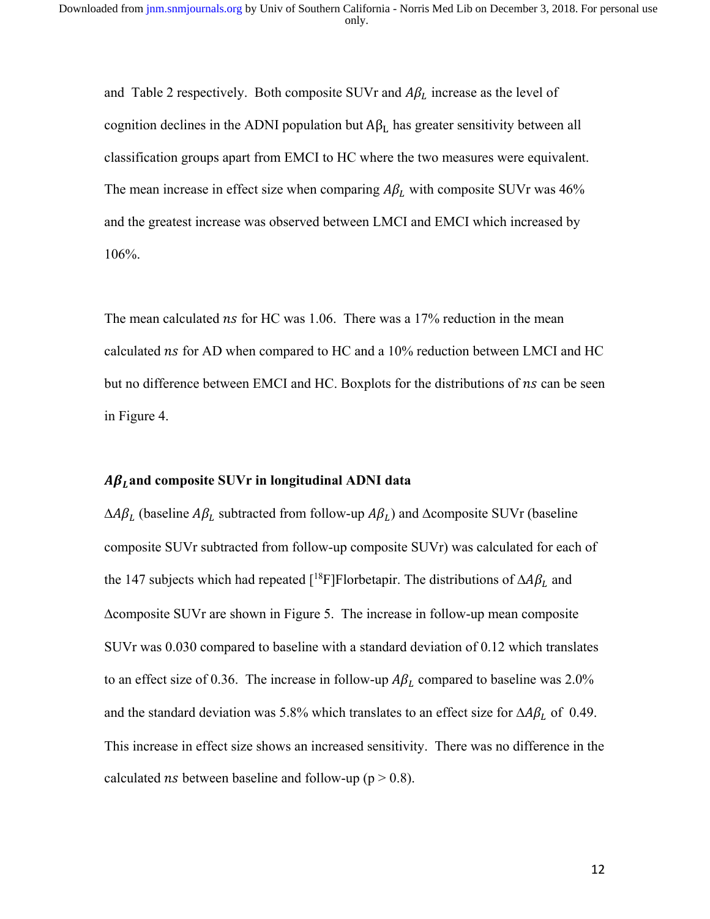and Table 2 respectively. Both composite SUVr and $A\beta_L$ increase as the level of cognition declines in the ADNI population but $A\beta_L$ has greater sensitivity between all classification groups apart from EMCI to HC where the two measures were equivalent. The mean increase in effect size when comparing $A\beta_L$ with composite SUVr was 46% and the greatest increase was observed between LMCI and EMCI which increased by 106%.

The mean calculated $ns$ for HC was 1.06. There was a 17% reduction in the mean calculated $ns$ for AD when compared to HC and a 10% reduction between LMCI and HC but no difference between EMCI and HC. Boxplots for the distributions of $ns$ can be seen in Figure 4.

### $A\beta_L$ and composite SUVr in longitudinal ADNI data

$\Delta A\beta_L$ (baseline $A\beta_L$ subtracted from follow-up $A\beta_L$) and $\Delta$composite SUVr (baseline composite SUVr subtracted from follow-up composite SUVr) was calculated for each of the 147 subjects which had repeated [$^{18}$F]Florbetapir. The distributions of $\Delta A\beta_L$ and $\Delta$composite SUVr are shown in Figure 5. The increase in follow-up mean composite SUVr was 0.030 compared to baseline with a standard deviation of 0.12 which translates to an effect size of 0.36. The increase in follow-up $A\beta_L$ compared to baseline was 2.0% and the standard deviation was 5.8% which translates to an effect size for $\Delta A\beta_L$ of 0.49. This increase in effect size shows an increased sensitivity. There was no difference in the calculated $ns$ between baseline and follow-up ($p > 0.8$).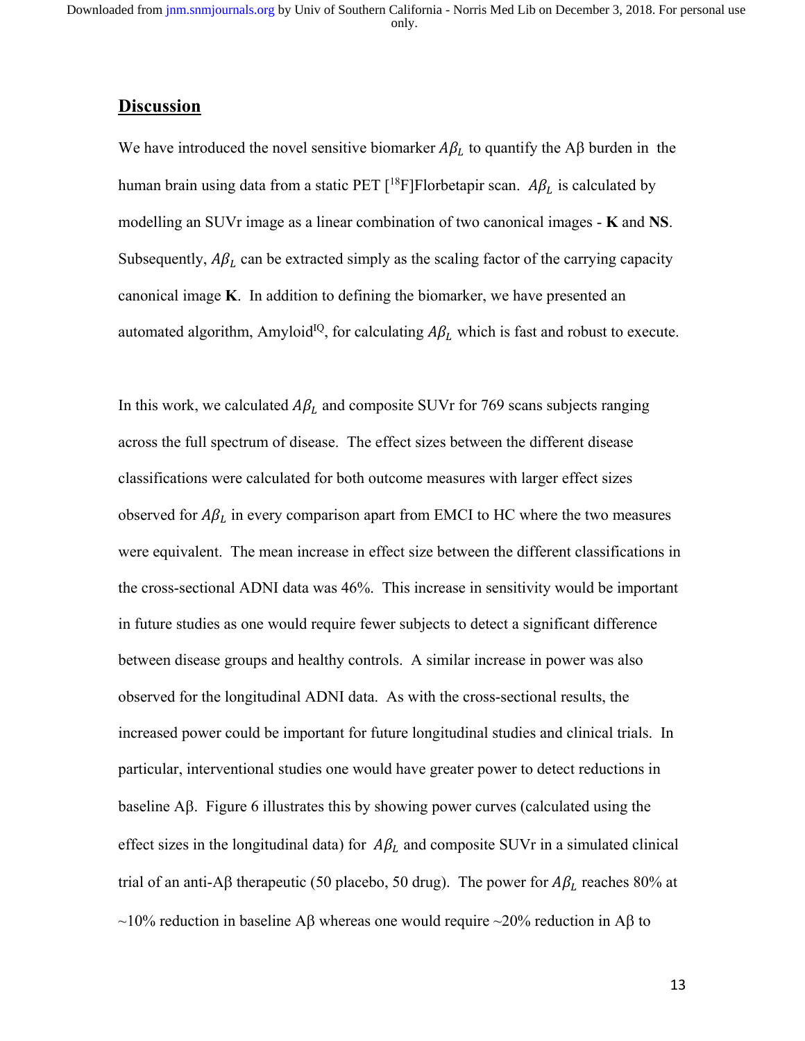## Discussion

We have introduced the novel sensitive biomarker $A\beta_L$ to quantify the Aβ burden in the human brain using data from a static PET [$^{18}$F]Florbetapir scan. $A\beta_L$ is calculated by modelling an SUVr image as a linear combination of two canonical images - **K** and **NS**. Subsequently, $A\beta_L$ can be extracted simply as the scaling factor of the carrying capacity canonical image **K**. In addition to defining the biomarker, we have presented an automated algorithm, Amyloid$^{IQ}$, for calculating $A\beta_L$ which is fast and robust to execute.

In this work, we calculated $A\beta_L$ and composite SUVr for 769 scans subjects ranging across the full spectrum of disease. The effect sizes between the different disease classifications were calculated for both outcome measures with larger effect sizes observed for $A\beta_L$ in every comparison apart from EMCI to HC where the two measures were equivalent. The mean increase in effect size between the different classifications in the cross-sectional ADNI data was 46%. This increase in sensitivity would be important in future studies as one would require fewer subjects to detect a significant difference between disease groups and healthy controls. A similar increase in power was also observed for the longitudinal ADNI data. As with the cross-sectional results, the increased power could be important for future longitudinal studies and clinical trials. In particular, interventional studies one would have greater power to detect reductions in baseline Aβ. Figure 6 illustrates this by showing power curves (calculated using the effect sizes in the longitudinal data) for $A\beta_L$ and composite SUVr in a simulated clinical trial of an anti-Aβ therapeutic (50 placebo, 50 drug). The power for $A\beta_L$ reaches 80% at ~10% reduction in baseline Aβ whereas one would require ~20% reduction in Aβ to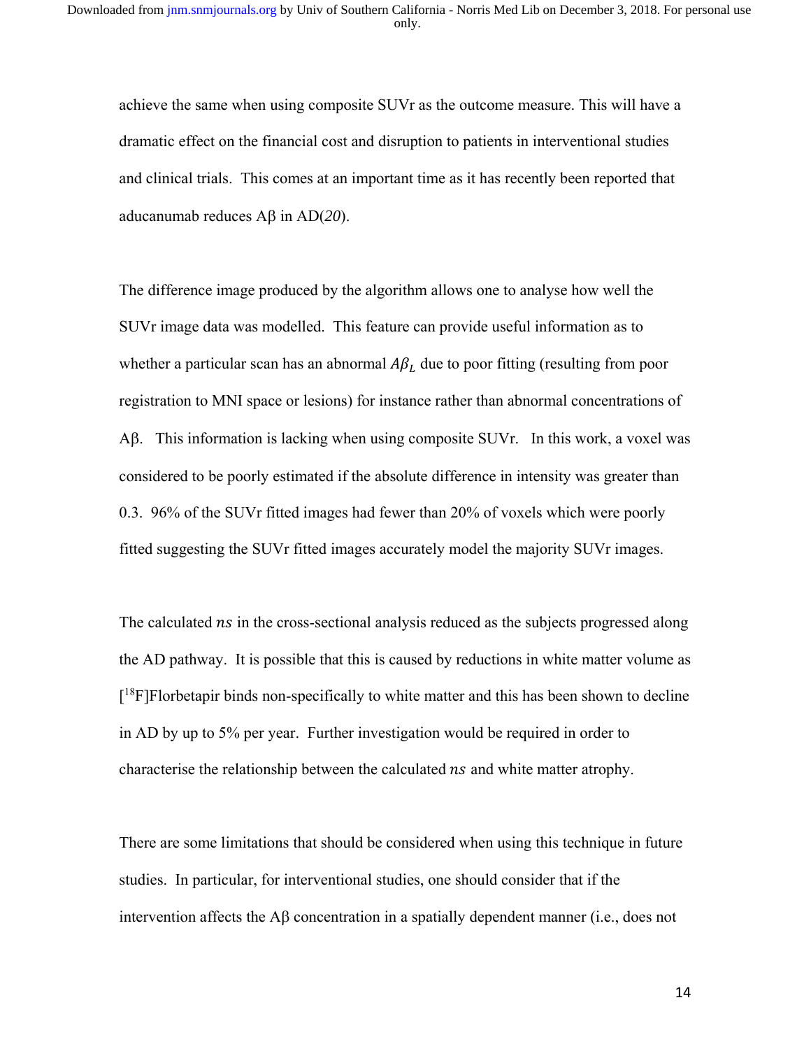achieve the same when using composite SUVr as the outcome measure. This will have a dramatic effect on the financial cost and disruption to patients in interventional studies and clinical trials. This comes at an important time as it has recently been reported that aducanumab reduces Aβ in AD(*20*).

The difference image produced by the algorithm allows one to analyse how well the SUVr image data was modelled. This feature can provide useful information as to whether a particular scan has an abnormal $A\beta_L$ due to poor fitting (resulting from poor registration to MNI space or lesions) for instance rather than abnormal concentrations of Aβ. This information is lacking when using composite SUVr. In this work, a voxel was considered to be poorly estimated if the absolute difference in intensity was greater than 0.3. 96% of the SUVr fitted images had fewer than 20% of voxels which were poorly fitted suggesting the SUVr fitted images accurately model the majority SUVr images.

The calculated $ns$ in the cross-sectional analysis reduced as the subjects progressed along the AD pathway. It is possible that this is caused by reductions in white matter volume as [$^{18}$F]Florbetapir binds non-specifically to white matter and this has been shown to decline in AD by up to 5% per year. Further investigation would be required in order to characterise the relationship between the calculated $ns$ and white matter atrophy.

There are some limitations that should be considered when using this technique in future studies. In particular, for interventional studies, one should consider that if the intervention affects the Aβ concentration in a spatially dependent manner (i.e., does not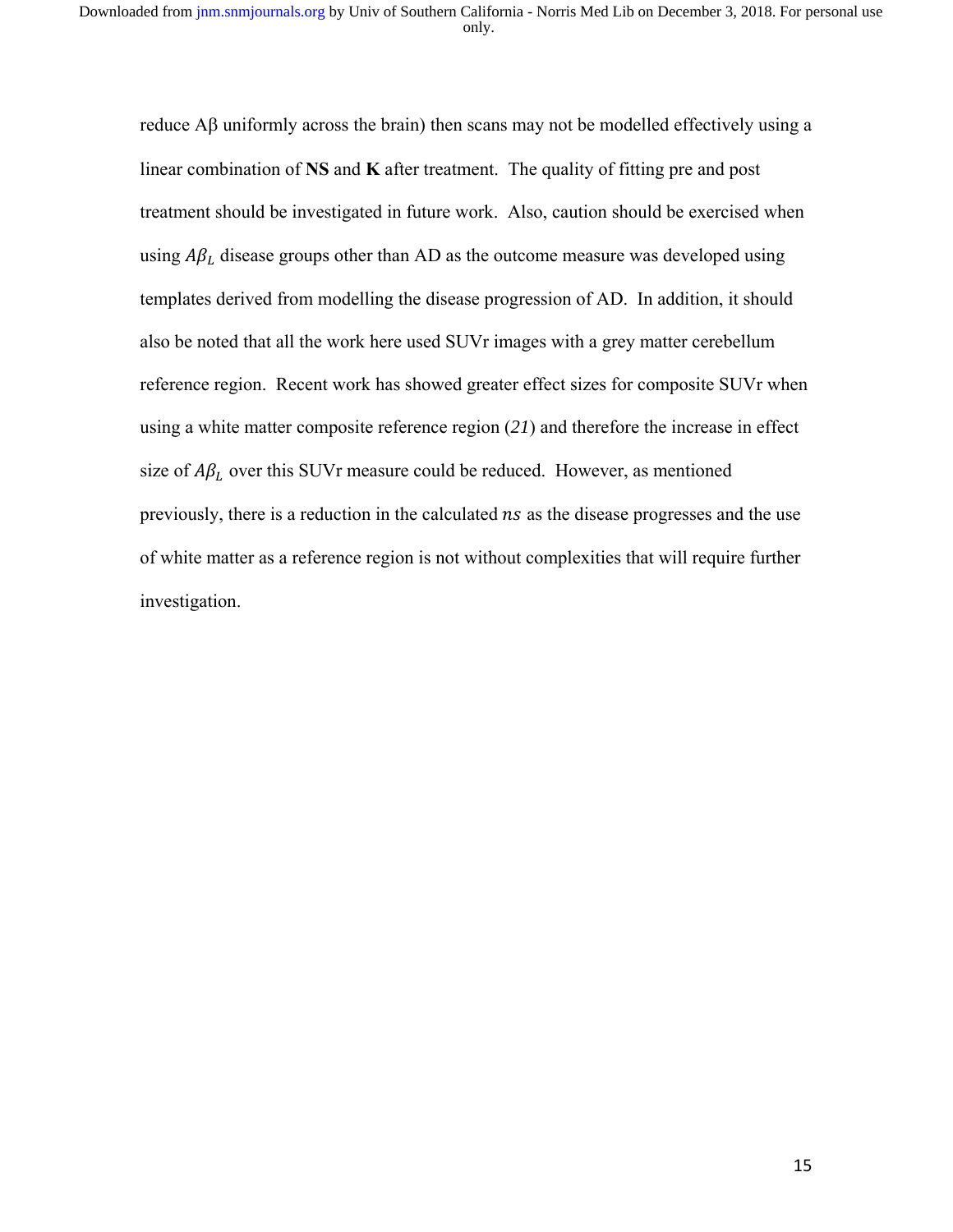reduce Aβ uniformly across the brain) then scans may not be modelled effectively using a linear combination of **NS** and **K** after treatment. The quality of fitting pre and post treatment should be investigated in future work. Also, caution should be exercised when using $A\beta_L$ disease groups other than AD as the outcome measure was developed using templates derived from modelling the disease progression of AD. In addition, it should also be noted that all the work here used SUVr images with a grey matter cerebellum reference region. Recent work has showed greater effect sizes for composite SUVr when using a white matter composite reference region (*21*) and therefore the increase in effect size of $A\beta_L$ over this SUVr measure could be reduced. However, as mentioned previously, there is a reduction in the calculated $ns$ as the disease progresses and the use of white matter as a reference region is not without complexities that will require further investigation.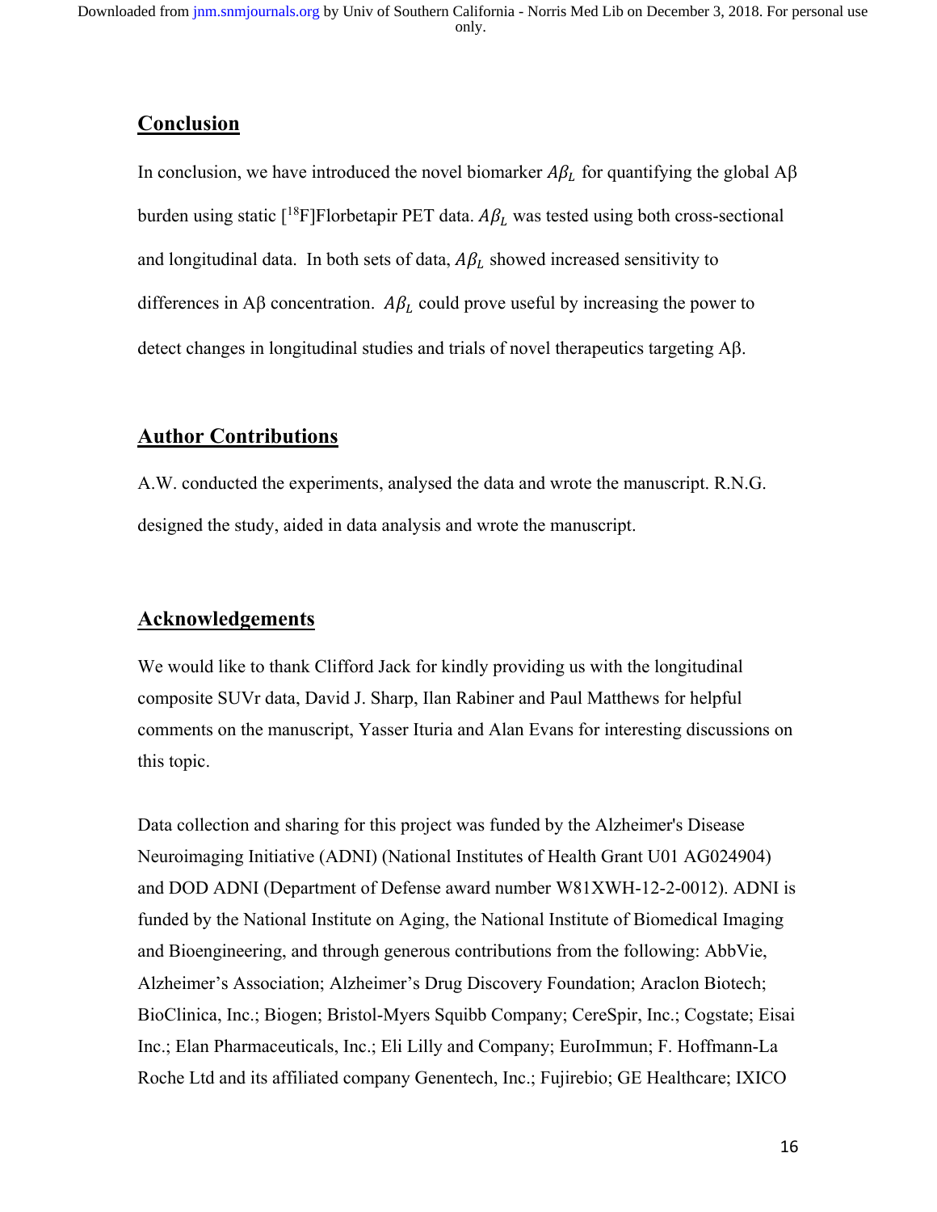## Conclusion

In conclusion, we have introduced the novel biomarker $A\beta_L$ for quantifying the global Aβ burden using static [$^{18}$F]Florbetapir PET data. $A\beta_L$ was tested using both cross-sectional and longitudinal data. In both sets of data, $A\beta_L$ showed increased sensitivity to differences in Aβ concentration. $A\beta_L$ could prove useful by increasing the power to detect changes in longitudinal studies and trials of novel therapeutics targeting Aβ.

## Author Contributions

A.W. conducted the experiments, analysed the data and wrote the manuscript. R.N.G. designed the study, aided in data analysis and wrote the manuscript.

## Acknowledgements

We would like to thank Clifford Jack for kindly providing us with the longitudinal composite SUVr data, David J. Sharp, Ilan Rabiner and Paul Matthews for helpful comments on the manuscript, Yasser Ituria and Alan Evans for interesting discussions on this topic.

Data collection and sharing for this project was funded by the Alzheimer's Disease Neuroimaging Initiative (ADNI) (National Institutes of Health Grant U01 AG024904) and DOD ADNI (Department of Defense award number W81XWH-12-2-0012). ADNI is funded by the National Institute on Aging, the National Institute of Biomedical Imaging and Bioengineering, and through generous contributions from the following: AbbVie, Alzheimer's Association; Alzheimer's Drug Discovery Foundation; Araclon Biotech; BioClinica, Inc.; Biogen; Bristol-Myers Squibb Company; CereSpir, Inc.; Cogstate; Eisai Inc.; Elan Pharmaceuticals, Inc.; Eli Lilly and Company; EuroImmun; F. Hoffmann-La Roche Ltd and its affiliated company Genentech, Inc.; Fujirebio; GE Healthcare; IXICO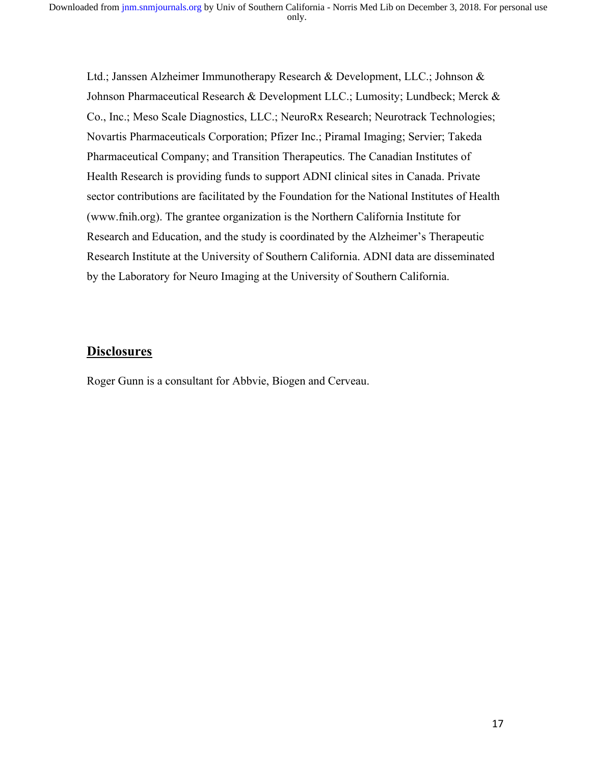Ltd.; Janssen Alzheimer Immunotherapy Research & Development, LLC.; Johnson & Johnson Pharmaceutical Research & Development LLC.; Lumosity; Lundbeck; Merck & Co., Inc.; Meso Scale Diagnostics, LLC.; NeuroRx Research; Neurotrack Technologies; Novartis Pharmaceuticals Corporation; Pfizer Inc.; Piramal Imaging; Servier; Takeda Pharmaceutical Company; and Transition Therapeutics. The Canadian Institutes of Health Research is providing funds to support ADNI clinical sites in Canada. Private sector contributions are facilitated by the Foundation for the National Institutes of Health (www.fnih.org). The grantee organization is the Northern California Institute for Research and Education, and the study is coordinated by the Alzheimer's Therapeutic Research Institute at the University of Southern California. ADNI data are disseminated by the Laboratory for Neuro Imaging at the University of Southern California.

## Disclosures

Roger Gunn is a consultant for Abbvie, Biogen and Cerveau.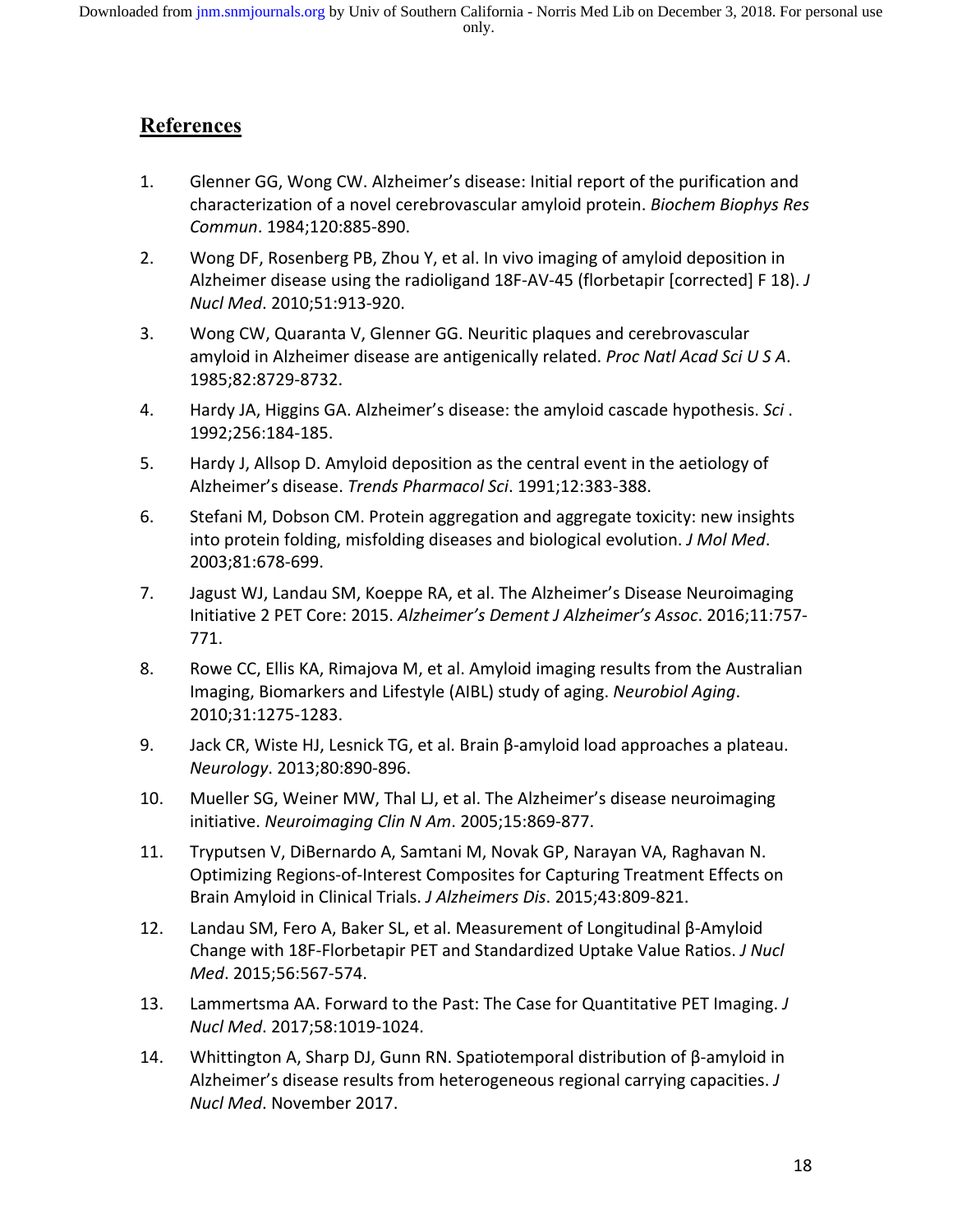## References

1. Glenner GG, Wong CW. Alzheimer's disease: Initial report of the purification and characterization of a novel cerebrovascular amyloid protein. *Biochem Biophys Res Commun*. 1984;120:885-890.
2. Wong DF, Rosenberg PB, Zhou Y, et al. In vivo imaging of amyloid deposition in Alzheimer disease using the radioligand 18F-AV-45 (florbetapir [corrected] F 18). *J Nucl Med*. 2010;51:913-920.
3. Wong CW, Quaranta V, Glenner GG. Neuritic plaques and cerebrovascular amyloid in Alzheimer disease are antigenically related. *Proc Natl Acad Sci U S A*. 1985;82:8729-8732.
4. Hardy JA, Higgins GA. Alzheimer's disease: the amyloid cascade hypothesis. *Sci* . 1992;256:184-185.
5. Hardy J, Allsop D. Amyloid deposition as the central event in the aetiology of Alzheimer's disease. *Trends Pharmacol Sci*. 1991;12:383-388.
6. Stefani M, Dobson CM. Protein aggregation and aggregate toxicity: new insights into protein folding, misfolding diseases and biological evolution. *J Mol Med*. 2003;81:678-699.
7. Jagust WJ, Landau SM, Koeppe RA, et al. The Alzheimer's Disease Neuroimaging Initiative 2 PET Core: 2015. *Alzheimer's Dement J Alzheimer's Assoc*. 2016;11:757-771.
8. Rowe CC, Ellis KA, Rimajova M, et al. Amyloid imaging results from the Australian Imaging, Biomarkers and Lifestyle (AIBL) study of aging. *Neurobiol Aging*. 2010;31:1275-1283.
9. Jack CR, Wiste HJ, Lesnick TG, et al. Brain β-amyloid load approaches a plateau. *Neurology*. 2013;80:890-896.
10. Mueller SG, Weiner MW, Thal LJ, et al. The Alzheimer's disease neuroimaging initiative. *Neuroimaging Clin N Am*. 2005;15:869-877.
11. Tryputsen V, DiBernardo A, Samtani M, Novak GP, Narayan VA, Raghavan N. Optimizing Regions-of-Interest Composites for Capturing Treatment Effects on Brain Amyloid in Clinical Trials. *J Alzheimers Dis*. 2015;43:809-821.
12. Landau SM, Fero A, Baker SL, et al. Measurement of Longitudinal β-Amyloid Change with 18F-Florbetapir PET and Standardized Uptake Value Ratios. *J Nucl Med*. 2015;56:567-574.
13. Lammertsma AA. Forward to the Past: The Case for Quantitative PET Imaging. *J Nucl Med*. 2017;58:1019-1024.
14. Whittington A, Sharp DJ, Gunn RN. Spatiotemporal distribution of β-amyloid in Alzheimer's disease results from heterogeneous regional carrying capacities. *J Nucl Med*. November 2017.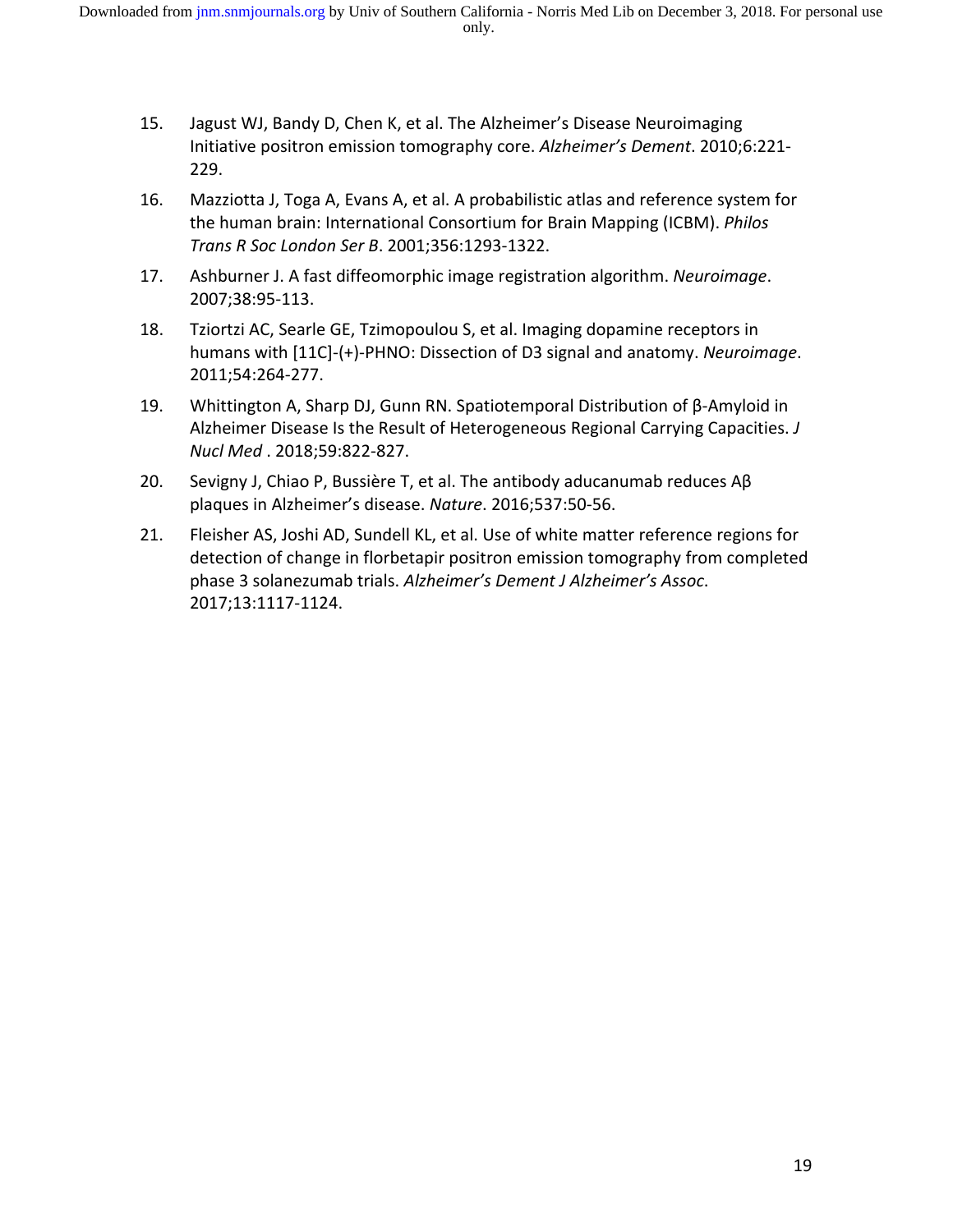15. Jagust WJ, Bandy D, Chen K, et al. The Alzheimer's Disease Neuroimaging Initiative positron emission tomography core. *Alzheimer's Dement*. 2010;6:221-229.
16. Mazziotta J, Toga A, Evans A, et al. A probabilistic atlas and reference system for the human brain: International Consortium for Brain Mapping (ICBM). *Philos Trans R Soc London Ser B*. 2001;356:1293-1322.
17. Ashburner J. A fast diffeomorphic image registration algorithm. *Neuroimage*. 2007;38:95-113.
18. Tziortzi AC, Searle GE, Tzimopoulou S, et al. Imaging dopamine receptors in humans with [11C]-(+)-PHNO: Dissection of D3 signal and anatomy. *Neuroimage*. 2011;54:264-277.
19. Whittington A, Sharp DJ, Gunn RN. Spatiotemporal Distribution of β-Amyloid in Alzheimer Disease Is the Result of Heterogeneous Regional Carrying Capacities. *J Nucl Med* . 2018;59:822-827.
20. Sevigny J, Chiao P, Bussière T, et al. The antibody aducanumab reduces Aβ plaques in Alzheimer's disease. *Nature*. 2016;537:50-56.
21. Fleisher AS, Joshi AD, Sundell KL, et al. Use of white matter reference regions for detection of change in florbetapir positron emission tomography from completed phase 3 solanezumab trials. *Alzheimer's Dement J Alzheimer's Assoc*. 2017;13:1117-1124.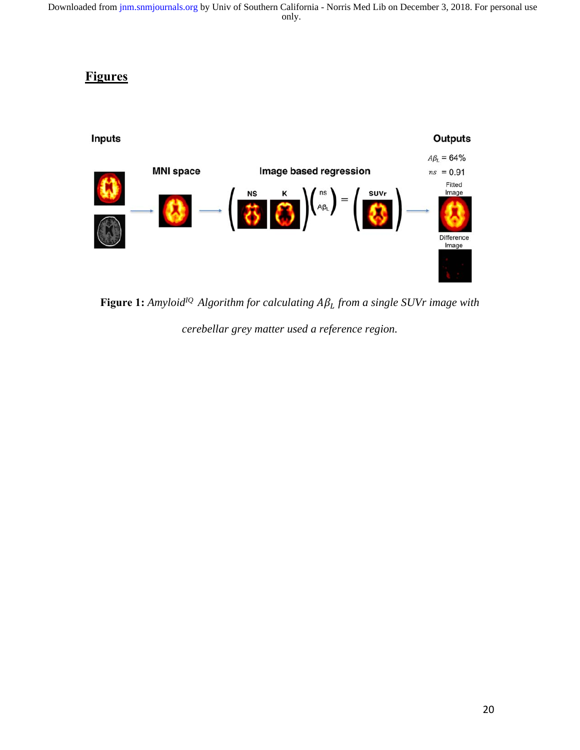## Figures

**Figure 1:** *Amyloid*[IQ] *Algorithm for calculating $A\beta_L$ from a single SUVr image with cerebellar grey matter used a reference region.*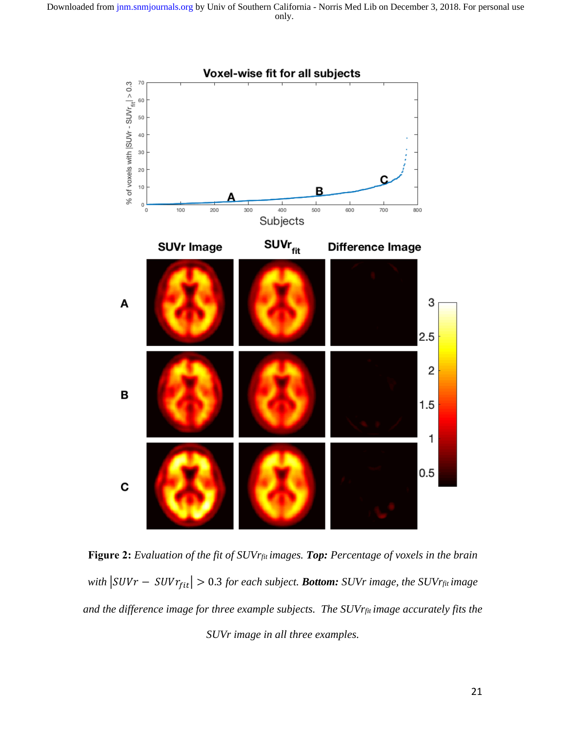**Figure 2:** *Evaluation of the fit of SUVr$_{fit}$ images.* ***Top:*** *Percentage of voxels in the brain with* $|SUVr - SUVr_{fit}| > 0.3$ *for each subject.* ***Bottom:*** *SUVr image, the SUVr$_{fit}$ image and the difference image for three example subjects. The SUVr$_{fit}$ image accurately fits the SUVr image in all three examples.*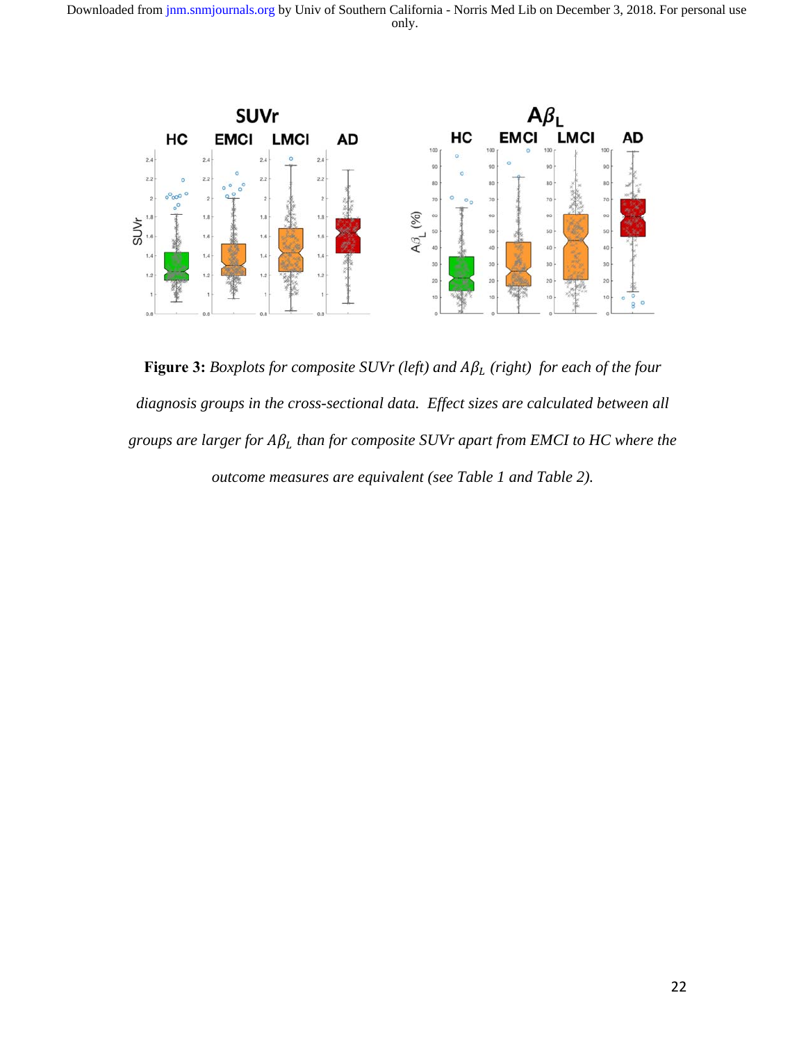**Figure 3:** *Boxplots for composite SUVr (left) and $A\beta_L$ (right) for each of the four diagnosis groups in the cross-sectional data. Effect sizes are calculated between all groups are larger for $A\beta_L$ than for composite SUVr apart from EMCI to HC where the outcome measures are equivalent (see Table 1 and Table 2).*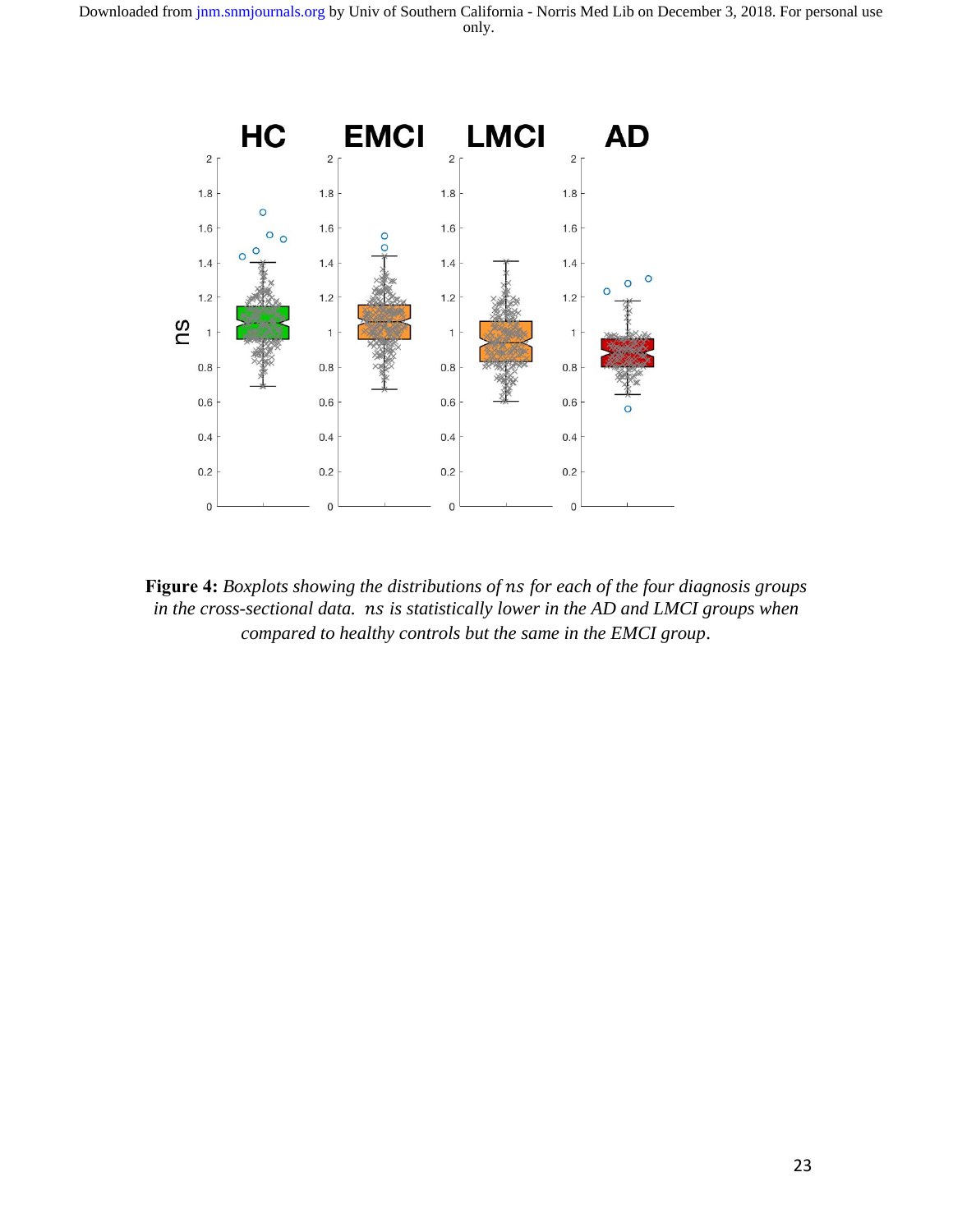**Figure 4:** *Boxplots showing the distributions of $ns$ for each of the four diagnosis groups in the cross-sectional data. $ns$ is statistically lower in the AD and LMCI groups when compared to healthy controls but the same in the EMCI group.*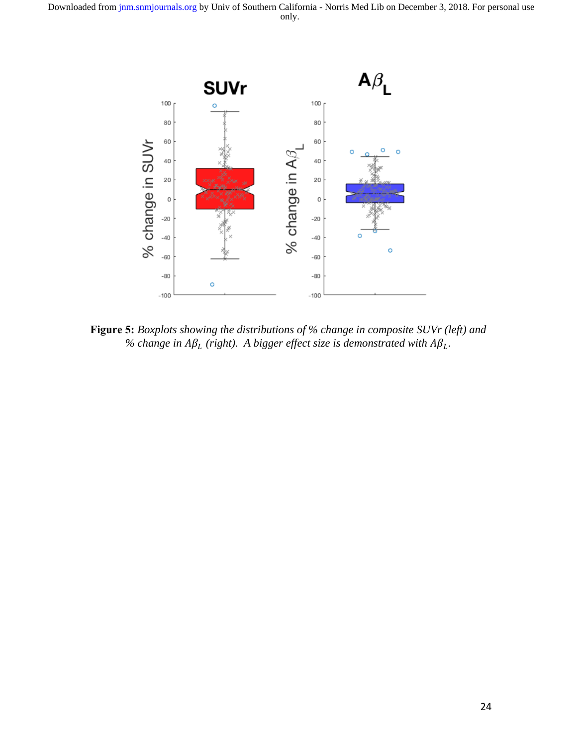**Figure 5:** *Boxplots showing the distributions of % change in composite SUVr (left) and % change in $A\beta_L$ (right). A bigger effect size is demonstrated with $A\beta_L$.*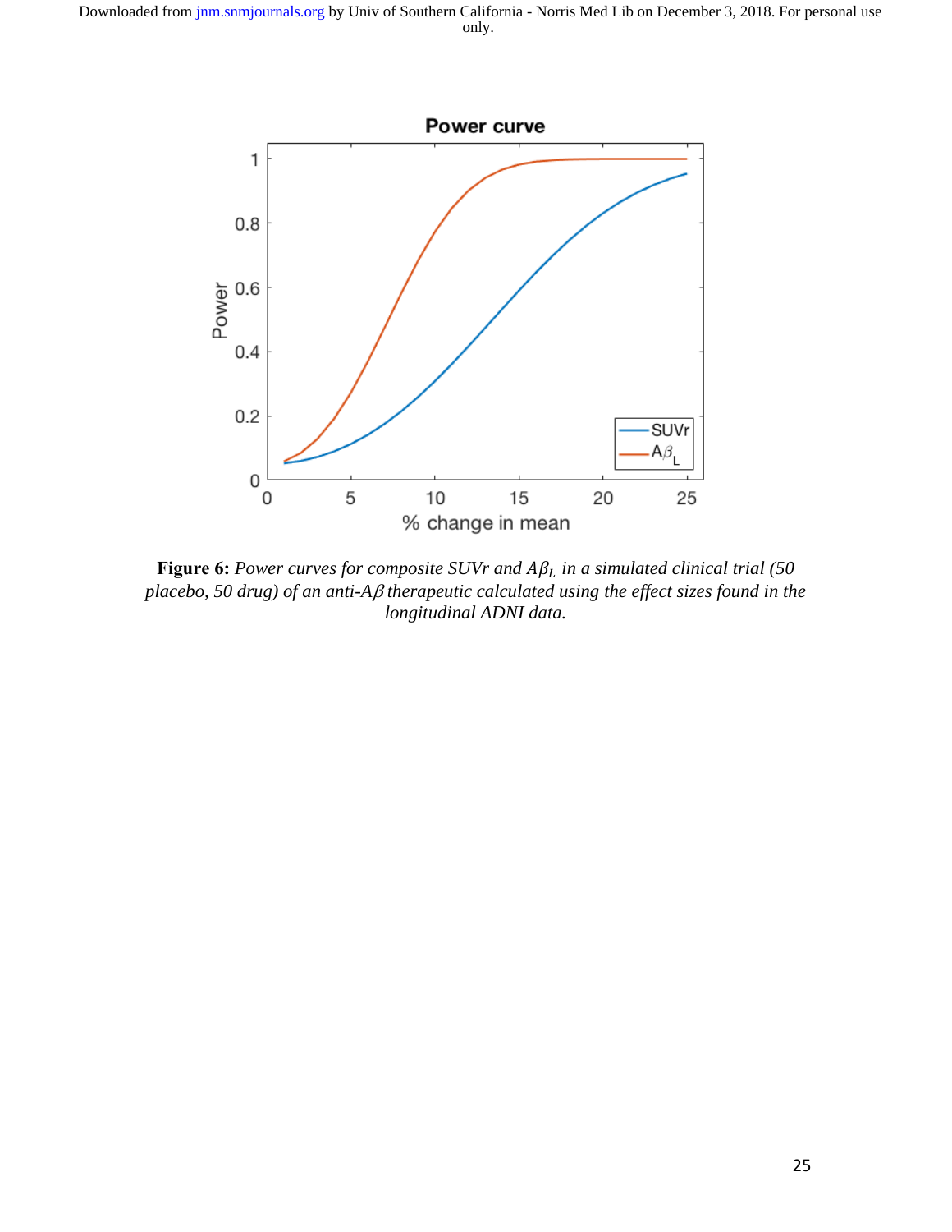**Figure 6:** *Power curves for composite SUVr and $A\beta_L$ in a simulated clinical trial (50 placebo, 50 drug) of an anti-$A\beta$ therapeutic calculated using the effect sizes found in the longitudinal ADNI data.*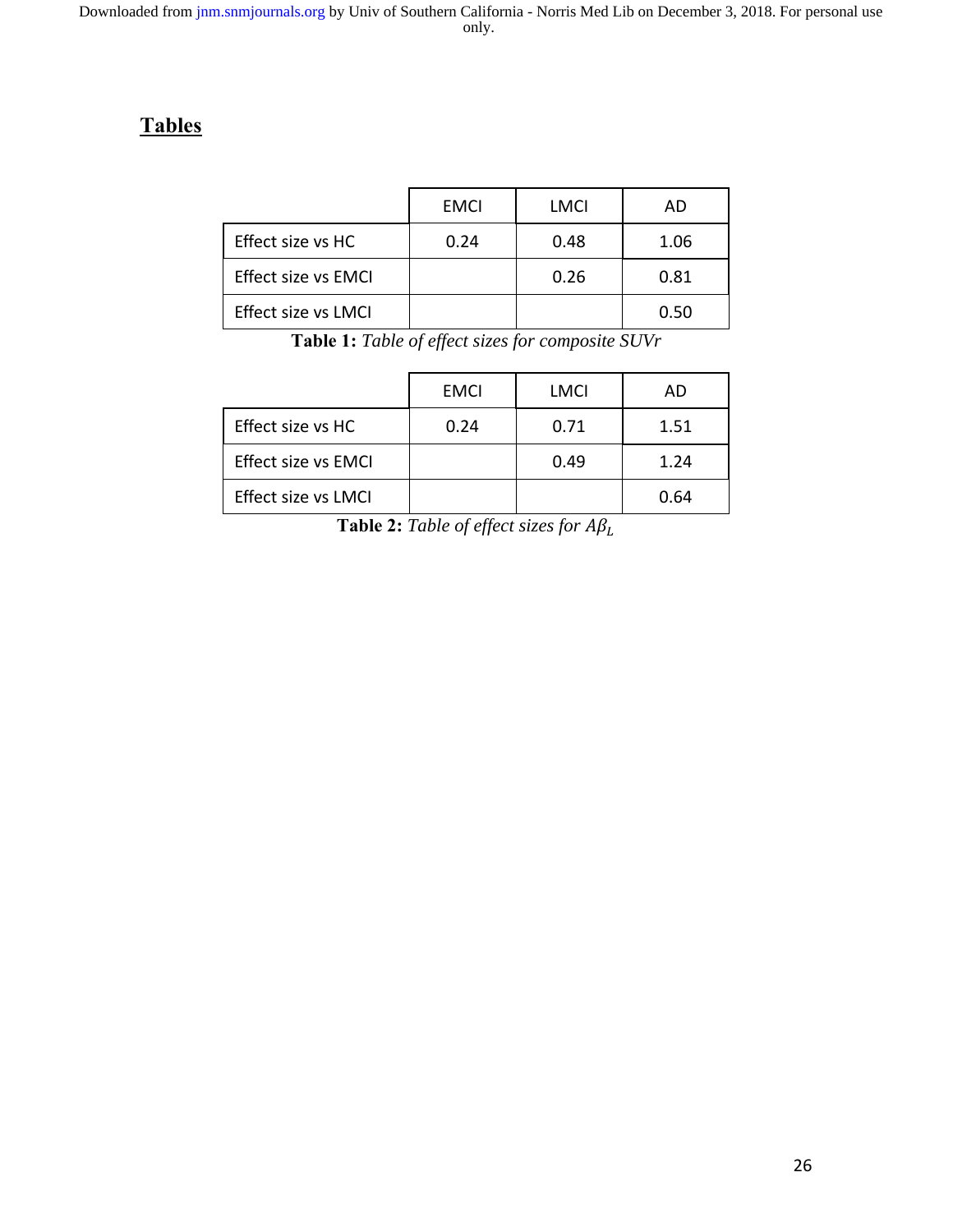# **Tables**

| | EMCI | LMCI | AD |
|---|---|---|---|
| Effect size vs HC | 0.24 | 0.48 | 1.06 |
| Effect size vs EMCI | | 0.26 | 0.81 |
| Effect size vs LMCI | | | 0.50 |

**Table 1:** *Table of effect sizes for composite SUVr*

| | EMCI | LMCI | AD |
|---|---|---|---|
| Effect size vs HC | 0.24 | 0.71 | 1.51 |
| Effect size vs EMCI | | 0.49 | 1.24 |
| Effect size vs LMCI | | | 0.64 |

**Table 2:** *Table of effect sizes for* $A\beta_L$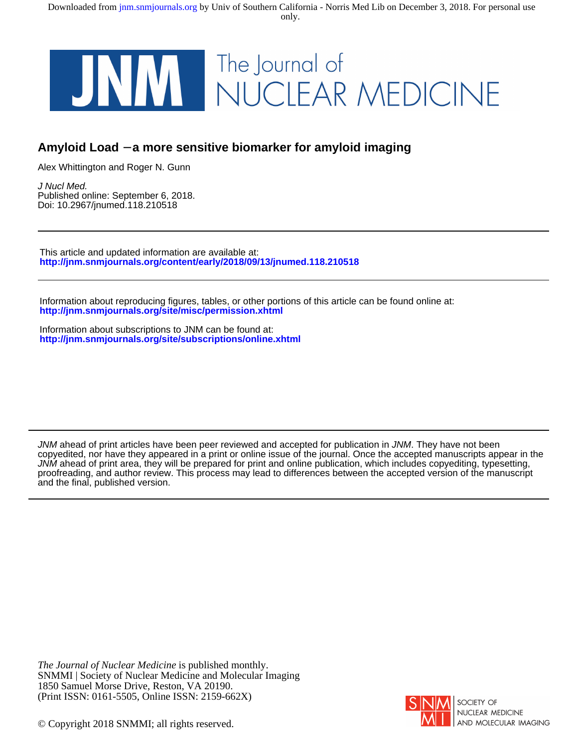Downloaded from jnm.snmjournals.org by Univ of Southern California - Norris Med Lib on December 3, 2018. For personal use only.

# The Journal of NUCLEAR MEDICINE

## Amyloid Load −a more sensitive biomarker for amyloid imaging

Alex Whittington and Roger N. Gunn

*J Nucl Med.*
Published online: September 6, 2018.
Doi: 10.2967/jnumed.118.210518

---

This article and updated information are available at:
**http://jnm.snmjournals.org/content/early/2018/09/13/jnumed.118.210518**

---

Information about reproducing figures, tables, or other portions of this article can be found online at:
**http://jnm.snmjournals.org/site/misc/permission.xhtml**

Information about subscriptions to JNM can be found at:
**http://jnm.snmjournals.org/site/subscriptions/online.xhtml**

---

*JNM* ahead of print articles have been peer reviewed and accepted for publication in *JNM*. They have not been copyedited, nor have they appeared in a print or online issue of the journal. Once the accepted manuscripts appear in the *JNM* ahead of print area, they will be prepared for print and online publication, which includes copyediting, typesetting, proofreading, and author review. This process may lead to differences between the accepted version of the manuscript and the final, published version.

---

*The Journal of Nuclear Medicine* is published monthly.
SNMMI | Society of Nuclear Medicine and Molecular Imaging
1850 Samuel Morse Drive, Reston, VA 20190.
(Print ISSN: 0161-5505, Online ISSN: 2159-662X)

© Copyright 2018 SNMMI; all rights reserved.

SOCIETY OF NUCLEAR MEDICINE AND MOLECULAR IMAGING